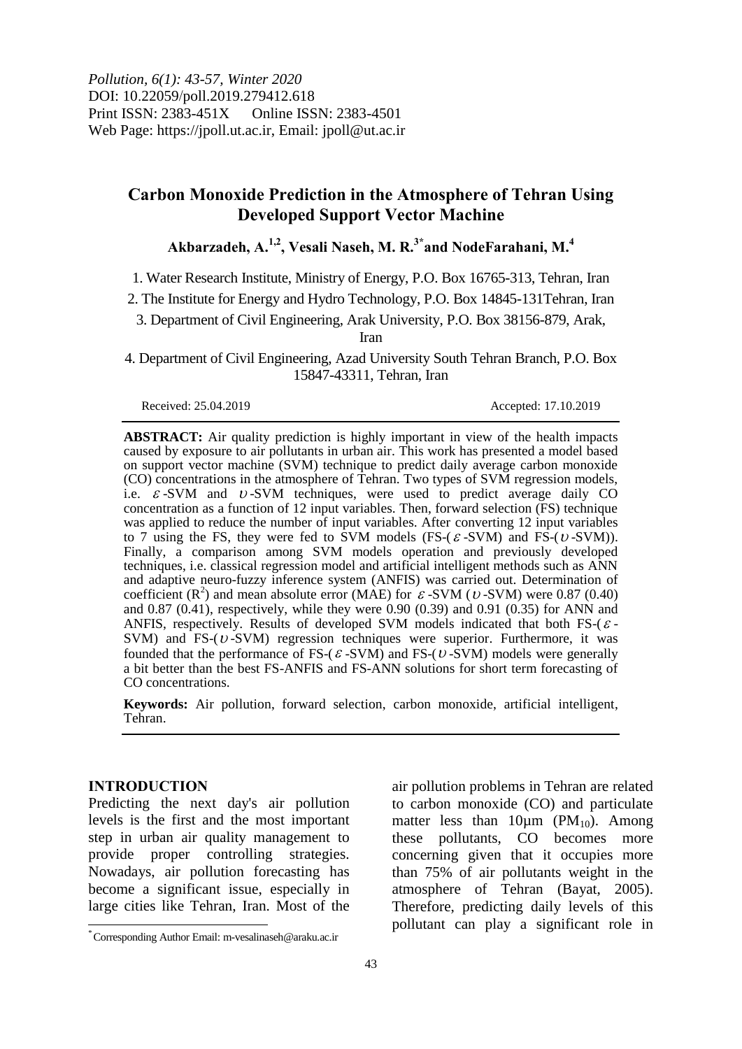*Pollution, 6(1): 43-57, Winter 2020*
DOI: 10.22059/poll.2019.279412.618
Print ISSN: 2383-451X Online ISSN: 2383-4501
Web Page: https://jpoll.ut.ac.ir, Email: jpoll@ut.ac.ir

# Carbon Monoxide Prediction in the Atmosphere of Tehran Using Developed Support Vector Machine

**Akbarzadeh, A.[1,2], Vesali Naseh, M. R.[3*] and NodeFarahani, M.[4]**

1. Water Research Institute, Ministry of Energy, P.O. Box 16765-313, Tehran, Iran
2. The Institute for Energy and Hydro Technology, P.O. Box 14845-131Tehran, Iran
3. Department of Civil Engineering, Arak University, P.O. Box 38156-879, Arak, Iran
4. Department of Civil Engineering, Azad University South Tehran Branch, P.O. Box 15847-43311, Tehran, Iran

Received: 25.04.2019 Accepted: 17.10.2019

**ABSTRACT:** Air quality prediction is highly important in view of the health impacts caused by exposure to air pollutants in urban air. This work has presented a model based on support vector machine (SVM) technique to predict daily average carbon monoxide (CO) concentrations in the atmosphere of Tehran. Two types of SVM regression models, i.e. $\varepsilon$-SVM and $\upsilon$-SVM techniques, were used to predict average daily CO concentration as a function of 12 input variables. Then, forward selection (FS) technique was applied to reduce the number of input variables. After converting 12 input variables to 7 using the FS, they were fed to SVM models (FS-($\varepsilon$-SVM) and FS-($\upsilon$-SVM)). Finally, a comparison among SVM models operation and previously developed techniques, i.e. classical regression model and artificial intelligent methods such as ANN and adaptive neuro-fuzzy inference system (ANFIS) was carried out. Determination of coefficient ($R^2$) and mean absolute error (MAE) for $\varepsilon$-SVM ($\upsilon$-SVM) were 0.87 (0.40) and 0.87 (0.41), respectively, while they were 0.90 (0.39) and 0.91 (0.35) for ANN and ANFIS, respectively. Results of developed SVM models indicated that both FS-($\varepsilon$-SVM) and FS-($\upsilon$-SVM) regression techniques were superior. Furthermore, it was founded that the performance of FS-($\varepsilon$-SVM) and FS-($\upsilon$-SVM) models were generally a bit better than the best FS-ANFIS and FS-ANN solutions for short term forecasting of CO concentrations.

**Keywords:** Air pollution, forward selection, carbon monoxide, artificial intelligent, Tehran.

## INTRODUCTION

Predicting the next day's air pollution levels is the first and the most important step in urban air quality management to provide proper controlling strategies. Nowadays, air pollution forecasting has become a significant issue, especially in large cities like Tehran, Iran. Most of the air pollution problems in Tehran are related to carbon monoxide (CO) and particulate matter less than 10µm ($PM_{10}$). Among these pollutants, CO becomes more concerning given that it occupies more than 75% of air pollutants weight in the atmosphere of Tehran (Bayat, 2005). Therefore, predicting daily levels of this pollutant can play a significant role in

[*] Corresponding Author Email: m-vesalinaseh@araku.ac.ir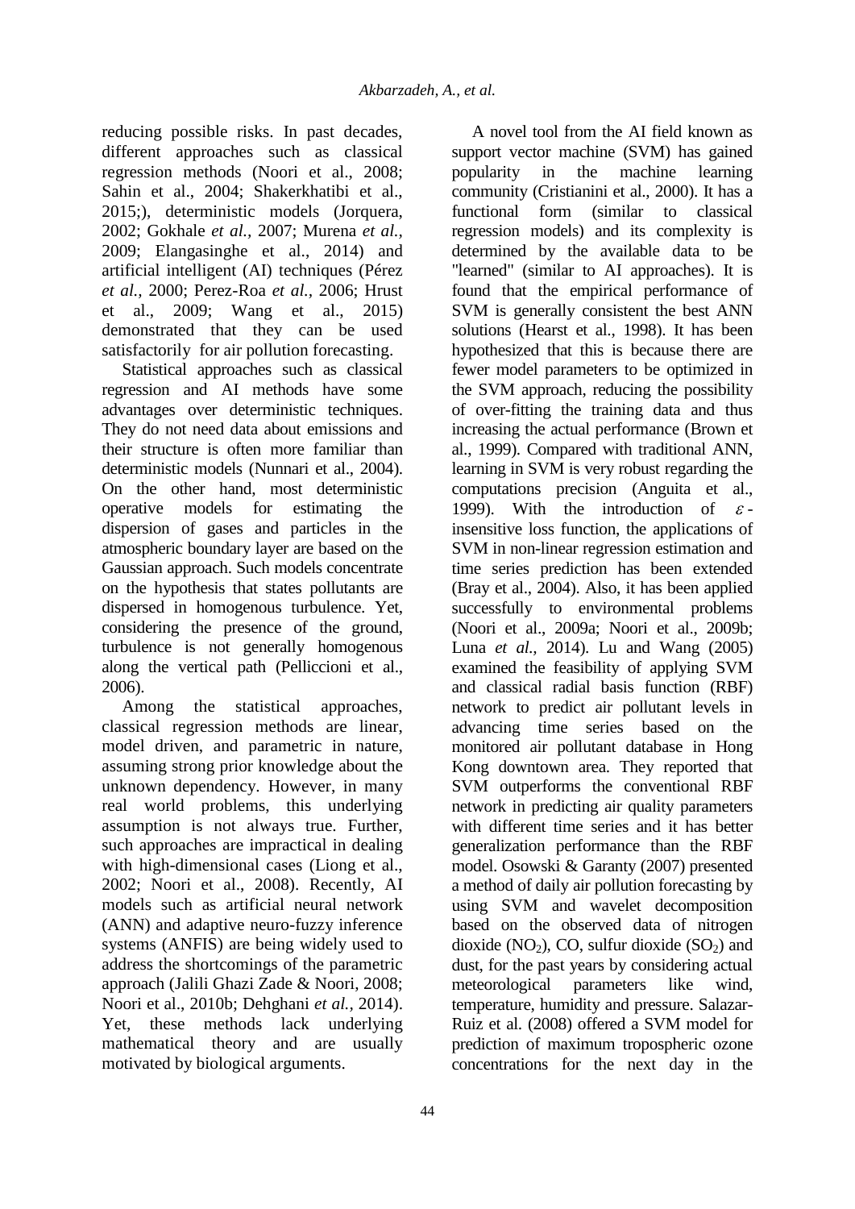reducing possible risks. In past decades, different approaches such as classical regression methods (Noori et al., 2008; Sahin et al., 2004; Shakerkhatibi et al., 2015;), deterministic models (Jorquera, 2002; Gokhale *et al.*, 2007; Murena *et al.*, 2009; Elangasinghe et al., 2014) and artificial intelligent (AI) techniques (Pérez *et al.*, 2000; Perez-Roa *et al.*, 2006; Hrust et al., 2009; Wang et al., 2015) demonstrated that they can be used satisfactorily for air pollution forecasting.

Statistical approaches such as classical regression and AI methods have some advantages over deterministic techniques. They do not need data about emissions and their structure is often more familiar than deterministic models (Nunnari et al., 2004). On the other hand, most deterministic operative models for estimating the dispersion of gases and particles in the atmospheric boundary layer are based on the Gaussian approach. Such models concentrate on the hypothesis that states pollutants are dispersed in homogenous turbulence. Yet, considering the presence of the ground, turbulence is not generally homogenous along the vertical path (Pelliccioni et al., 2006).

Among the statistical approaches, classical regression methods are linear, model driven, and parametric in nature, assuming strong prior knowledge about the unknown dependency. However, in many real world problems, this underlying assumption is not always true. Further, such approaches are impractical in dealing with high-dimensional cases (Liong et al., 2002; Noori et al., 2008). Recently, AI models such as artificial neural network (ANN) and adaptive neuro-fuzzy inference systems (ANFIS) are being widely used to address the shortcomings of the parametric approach (Jalili Ghazi Zade & Noori, 2008; Noori et al., 2010b; Dehghani *et al.*, 2014). Yet, these methods lack underlying mathematical theory and are usually motivated by biological arguments.

A novel tool from the AI field known as support vector machine (SVM) has gained popularity in the machine learning community (Cristianini et al., 2000). It has a functional form (similar to classical regression models) and its complexity is determined by the available data to be "learned" (similar to AI approaches). It is found that the empirical performance of SVM is generally consistent the best ANN solutions (Hearst et al., 1998). It has been hypothesized that this is because there are fewer model parameters to be optimized in the SVM approach, reducing the possibility of over-fitting the training data and thus increasing the actual performance (Brown et al., 1999). Compared with traditional ANN, learning in SVM is very robust regarding the computations precision (Anguita et al., 1999). With the introduction of $\varepsilon$-insensitive loss function, the applications of SVM in non-linear regression estimation and time series prediction has been extended (Bray et al., 2004). Also, it has been applied successfully to environmental problems (Noori et al., 2009a; Noori et al., 2009b; Luna *et al.*, 2014). Lu and Wang (2005) examined the feasibility of applying SVM and classical radial basis function (RBF) network to predict air pollutant levels in advancing time series based on the monitored air pollutant database in Hong Kong downtown area. They reported that SVM outperforms the conventional RBF network in predicting air quality parameters with different time series and it has better generalization performance than the RBF model. Osowski & Garanty (2007) presented a method of daily air pollution forecasting by using SVM and wavelet decomposition based on the observed data of nitrogen dioxide ($NO_2$), CO, sulfur dioxide ($SO_2$) and dust, for the past years by considering actual meteorological parameters like wind, temperature, humidity and pressure. Salazar-Ruiz et al. (2008) offered a SVM model for prediction of maximum tropospheric ozone concentrations for the next day in the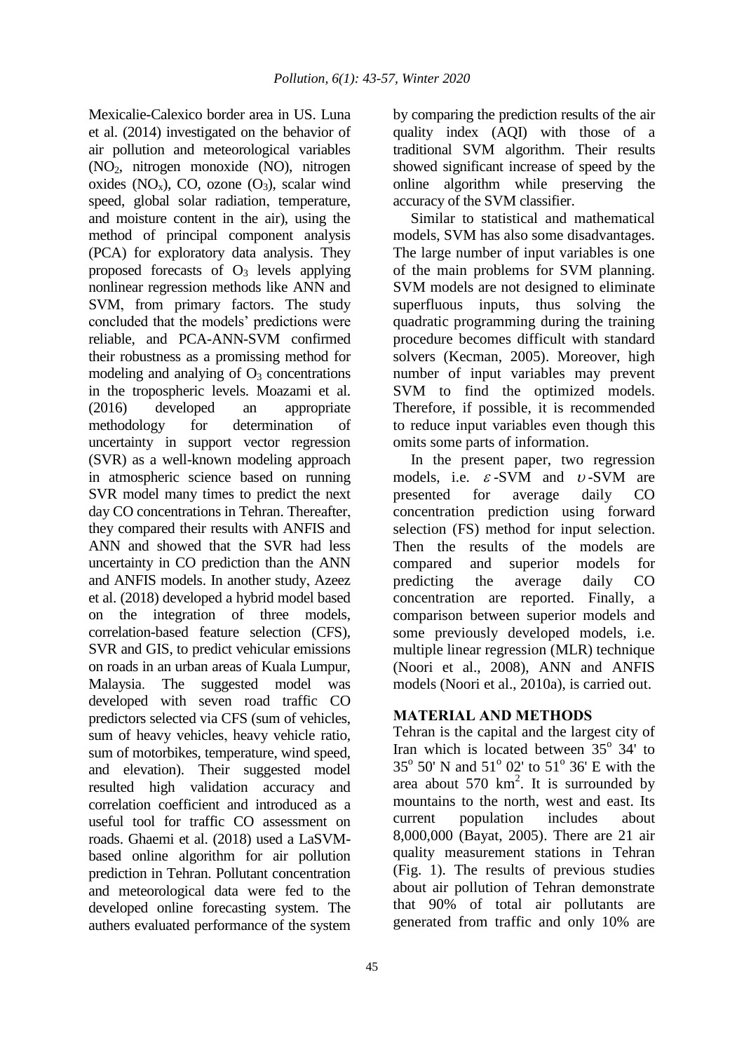Mexicalie-Calexico border area in US. Luna et al. (2014) investigated on the behavior of air pollution and meteorological variables ($NO_2$, nitrogen monoxide (NO), nitrogen oxides ($NO_x$), CO, ozone ($O_3$), scalar wind speed, global solar radiation, temperature, and moisture content in the air), using the method of principal component analysis (PCA) for exploratory data analysis. They proposed forecasts of $O_3$ levels applying nonlinear regression methods like ANN and SVM, from primary factors. The study concluded that the models' predictions were reliable, and PCA-ANN-SVM confirmed their robustness as a promissing method for modeling and analying of $O_3$ concentrations in the tropospheric levels. Moazami et al. (2016) developed an appropriate methodology for determination of uncertainty in support vector regression (SVR) as a well-known modeling approach in atmospheric science based on running SVR model many times to predict the next day CO concentrations in Tehran. Thereafter, they compared their results with ANFIS and ANN and showed that the SVR had less uncertainty in CO prediction than the ANN and ANFIS models. In another study, Azeez et al. (2018) developed a hybrid model based on the integration of three models, correlation-based feature selection (CFS), SVR and GIS, to predict vehicular emissions on roads in an urban areas of Kuala Lumpur, Malaysia. The suggested model was developed with seven road traffic CO predictors selected via CFS (sum of vehicles, sum of heavy vehicles, heavy vehicle ratio, sum of motorbikes, temperature, wind speed, and elevation). Their suggested model resulted high validation accuracy and correlation coefficient and introduced as a useful tool for traffic CO assessment on roads. Ghaemi et al. (2018) used a LaSVM-based online algorithm for air pollution prediction in Tehran. Pollutant concentration and meteorological data were fed to the developed online forecasting system. The authers evaluated performance of the system by comparing the prediction results of the air quality index (AQI) with those of a traditional SVM algorithm. Their results showed significant increase of speed by the online algorithm while preserving the accuracy of the SVM classifier.

Similar to statistical and mathematical models, SVM has also some disadvantages. The large number of input variables is one of the main problems for SVM planning. SVM models are not designed to eliminate superfluous inputs, thus solving the quadratic programming during the training procedure becomes difficult with standard solvers (Kecman, 2005). Moreover, high number of input variables may prevent SVM to find the optimized models. Therefore, if possible, it is recommended to reduce input variables even though this omits some parts of information.

In the present paper, two regression models, i.e. $\varepsilon$-SVM and $\upsilon$-SVM are presented for average daily CO concentration prediction using forward selection (FS) method for input selection. Then the results of the models are compared and superior models for predicting the average daily CO concentration are reported. Finally, a comparison between superior models and some previously developed models, i.e. multiple linear regression (MLR) technique (Noori et al., 2008), ANN and ANFIS models (Noori et al., 2010a), is carried out.

## MATERIAL AND METHODS

Tehran is the capital and the largest city of Iran which is located between $35^{o}$ 34' to $35^{o}$ 50' N and $51^{o}$ 02' to $51^{o}$ 36' E with the area about 570 $km^2$. It is surrounded by mountains to the north, west and east. Its current population includes about 8,000,000 (Bayat, 2005). There are 21 air quality measurement stations in Tehran (Fig. 1). The results of previous studies about air pollution of Tehran demonstrate that 90% of total air pollutants are generated from traffic and only 10% are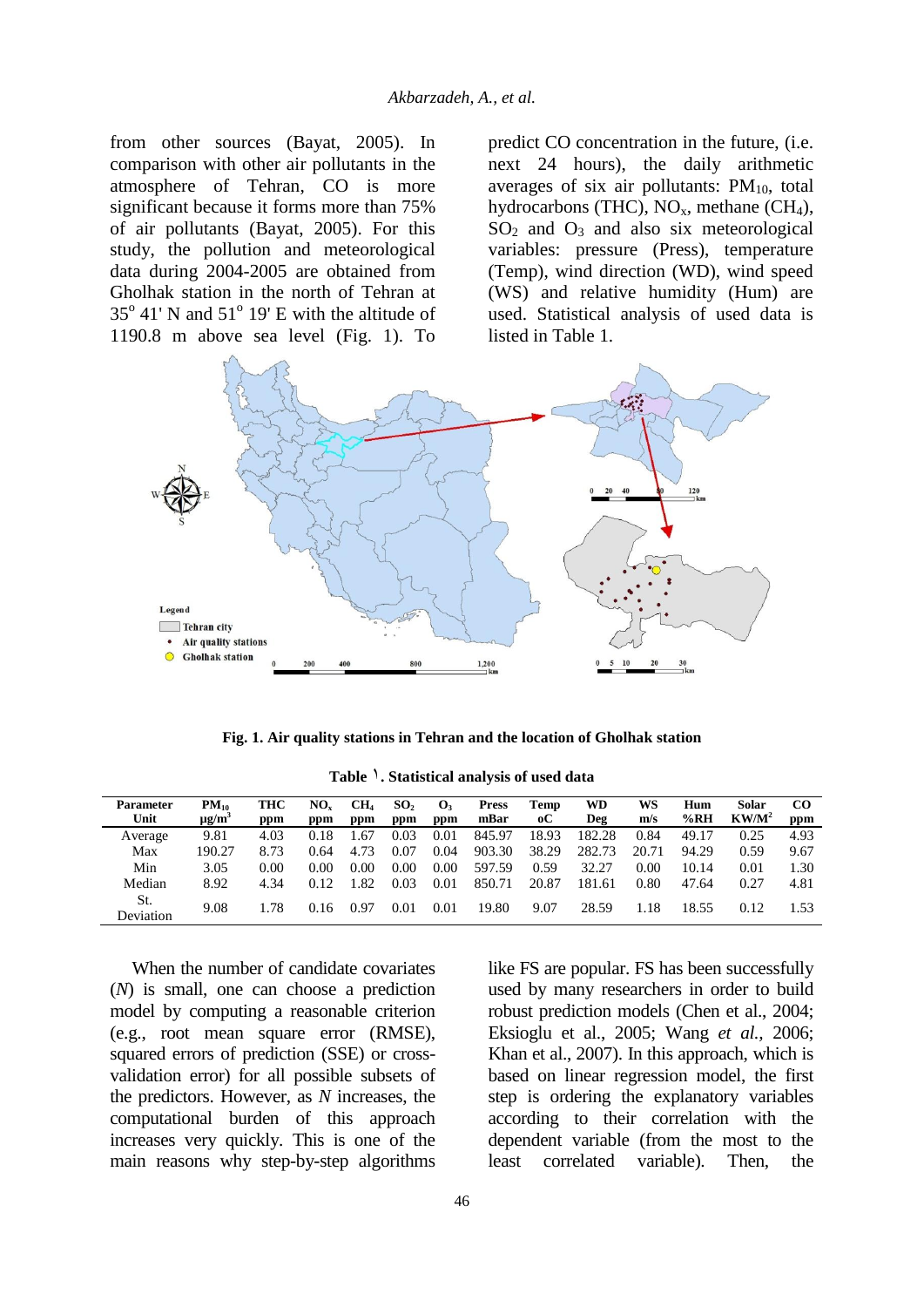from other sources (Bayat, 2005). In comparison with other air pollutants in the atmosphere of Tehran, CO is more significant because it forms more than 75% of air pollutants (Bayat, 2005). For this study, the pollution and meteorological data during 2004-2005 are obtained from Gholhak station in the north of Tehran at 35° 41' N and 51° 19' E with the altitude of 1190.8 m above sea level (Fig. 1). To predict CO concentration in the future, (i.e. next 24 hours), the daily arithmetic averages of six air pollutants: $PM_{10}$, total hydrocarbons (THC), $NO_x$, methane ($CH_4$), $SO_2$ and $O_3$ and also six meteorological variables: pressure (Press), temperature (Temp), wind direction (WD), wind speed (WS) and relative humidity (Hum) are used. Statistical analysis of used data is listed in Table 1.

Legend
Tehran city
Air quality stations
Gholhak station

**Fig. 1. Air quality stations in Tehran and the location of Gholhak station**

**Table ۱. Statistical analysis of used data**

| Parameter Unit | $PM_{10}$ $\mu g/m^3$ | THC ppm | $NO_x$ ppm | $CH_4$ ppm | $SO_2$ ppm | $O_3$ ppm | Press mBar | Temp oC | WD Deg | WS m/s | Hum %RH | Solar $KW/M^2$ | CO ppm |
|---|---|---|---|---|---|---|---|---|---|---|---|---|---|
| Average | 9.81 | 4.03 | 0.18 | 1.67 | 0.03 | 0.01 | 845.97 | 18.93 | 182.28 | 0.84 | 49.17 | 0.25 | 4.93 |
| Max | 190.27 | 8.73 | 0.64 | 4.73 | 0.07 | 0.04 | 903.30 | 38.29 | 282.73 | 20.71 | 94.29 | 0.59 | 9.67 |
| Min | 3.05 | 0.00 | 0.00 | 0.00 | 0.00 | 0.00 | 597.59 | 0.59 | 32.27 | 0.00 | 10.14 | 0.01 | 1.30 |
| Median | 8.92 | 4.34 | 0.12 | 1.82 | 0.03 | 0.01 | 850.71 | 20.87 | 181.61 | 0.80 | 47.64 | 0.27 | 4.81 |
| St. Deviation | 9.08 | 1.78 | 0.16 | 0.97 | 0.01 | 0.01 | 19.80 | 9.07 | 28.59 | 1.18 | 18.55 | 0.12 | 1.53 |

When the number of candidate covariates ($N$) is small, one can choose a prediction model by computing a reasonable criterion (e.g., root mean square error (RMSE), squared errors of prediction (SSE) or cross-validation error) for all possible subsets of the predictors. However, as $N$ increases, the computational burden of this approach increases very quickly. This is one of the main reasons why step-by-step algorithms like FS are popular. FS has been successfully used by many researchers in order to build robust prediction models (Chen et al., 2004; Eksioglu et al., 2005; Wang *et al.*, 2006; Khan et al., 2007). In this approach, which is based on linear regression model, the first step is ordering the explanatory variables according to their correlation with the dependent variable (from the most to the least correlated variable). Then, the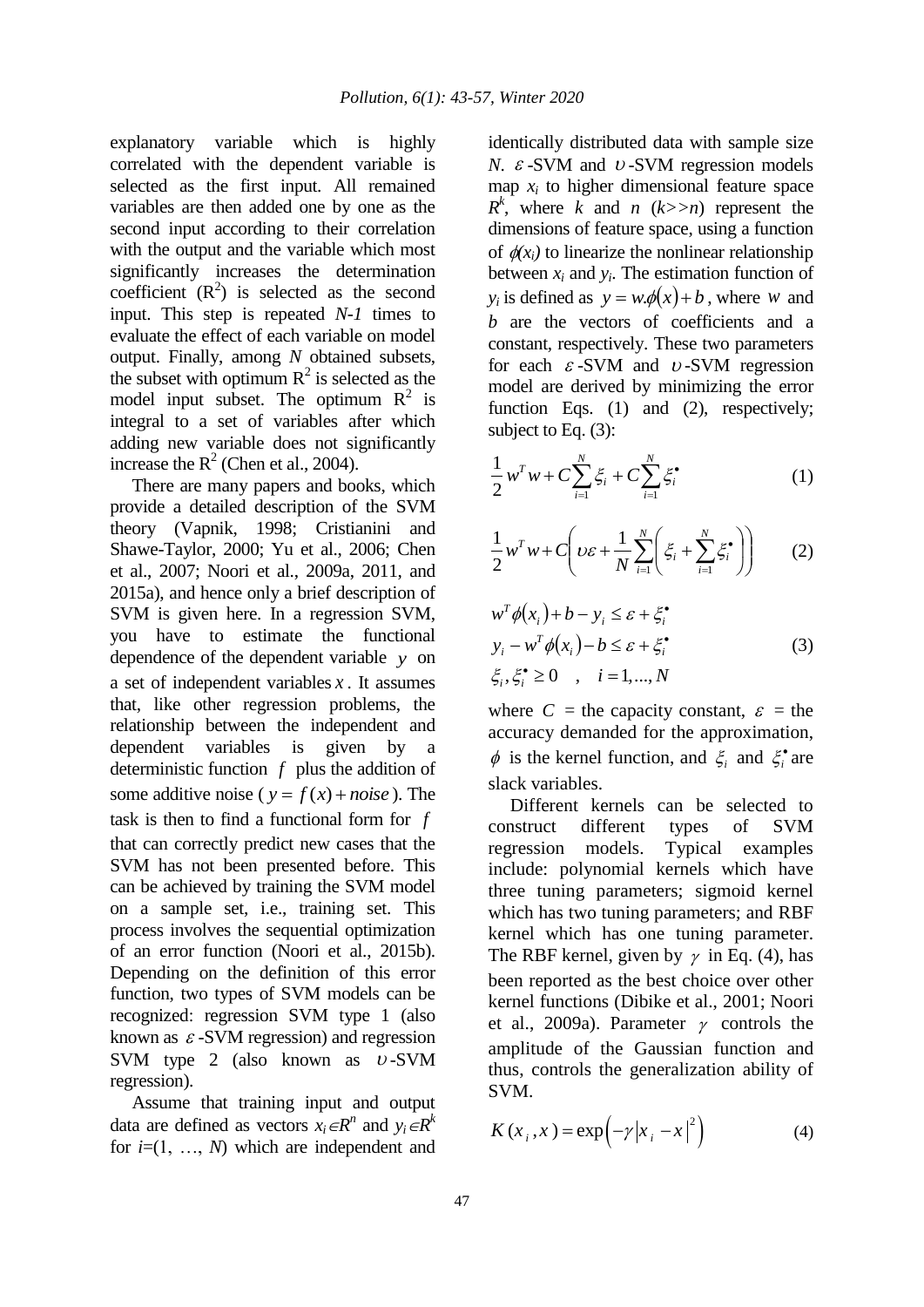explanatory variable which is highly correlated with the dependent variable is selected as the first input. All remained variables are then added one by one as the second input according to their correlation with the output and the variable which most significantly increases the determination coefficient ($R^2$) is selected as the second input. This step is repeated *N-1* times to evaluate the effect of each variable on model output. Finally, among *N* obtained subsets, the subset with optimum $R^2$ is selected as the model input subset. The optimum $R^2$ is integral to a set of variables after which adding new variable does not significantly increase the $R^2$ (Chen et al., 2004).

There are many papers and books, which provide a detailed description of the SVM theory (Vapnik, 1998; Cristianini and Shawe-Taylor, 2000; Yu et al., 2006; Chen et al., 2007; Noori et al., 2009a, 2011, and 2015a), and hence only a brief description of SVM is given here. In a regression SVM, you have to estimate the functional dependence of the dependent variable $y$ on a set of independent variables $x$. It assumes that, like other regression problems, the relationship between the independent and dependent variables is given by a deterministic function $f$ plus the addition of some additive noise ($y = f(x) + noise$). The task is then to find a functional form for $f$ that can correctly predict new cases that the SVM has not been presented before. This can be achieved by training the SVM model on a sample set, i.e., training set. This process involves the sequential optimization of an error function (Noori et al., 2015b). Depending on the definition of this error function, two types of SVM models can be recognized: regression SVM type 1 (also known as $\varepsilon$-SVM regression) and regression SVM type 2 (also known as $\upsilon$-SVM regression).

Assume that training input and output data are defined as vectors $x_i \in R^n$ and $y_i \in R^k$ for $i$=(1, …, $N$) which are independent and identically distributed data with sample size $N$. $\varepsilon$-SVM and $\upsilon$-SVM regression models map $x_i$ to higher dimensional feature space $R^k$, where $k$ and $n$ ($k>>n$) represent the dimensions of feature space, using a function of $\phi(x_i)$ to linearize the nonlinear relationship between $x_i$ and $y_i$. The estimation function of $y_i$ is defined as $y = w.\phi(x) + b$, where $w$ and $b$ are the vectors of coefficients and a constant, respectively. These two parameters for each $\varepsilon$-SVM and $\upsilon$-SVM regression model are derived by minimizing the error function Eqs. (1) and (2), respectively; subject to Eq. (3):

$$\frac{1}{2} w^T w + C \sum_{i=1}^{N} \xi_i + C \sum_{i=1}^{N} \xi_i^{\bullet} \tag{1}$$

$$\frac{1}{2} w^T w + C \left( \upsilon\varepsilon + \frac{1}{N} \sum_{i=1}^{N} \left( \xi_i + \sum_{i=1}^{N} \xi_i^{\bullet} \right) \right) \tag{2}$$

$$\begin{aligned} & w^T \phi(x_i) + b - y_i \le \varepsilon + \xi_i^{\bullet} \\ & y_i - w^T \phi(x_i) - b \le \varepsilon + \xi_i^{\bullet} \\ & \xi_i, \xi_i^{\bullet} \ge 0 \quad , \quad i = 1, ..., N \end{aligned} \tag{3}$$

where $C$ = the capacity constant, $\varepsilon$ = the accuracy demanded for the approximation, $\phi$ is the kernel function, and $\xi_i$ and $\xi_i^{\bullet}$ are slack variables.

Different kernels can be selected to construct different types of SVM regression models. Typical examples include: polynomial kernels which have three tuning parameters; sigmoid kernel which has two tuning parameters; and RBF kernel which has one tuning parameter. The RBF kernel, given by $\gamma$ in Eq. (4), has been reported as the best choice over other kernel functions (Dibike et al., 2001; Noori et al., 2009a). Parameter $\gamma$ controls the amplitude of the Gaussian function and thus, controls the generalization ability of SVM.

$$K(x_i, x) = \exp\left( -\gamma \left| x_i - x \right|^2 \right) \tag{4}$$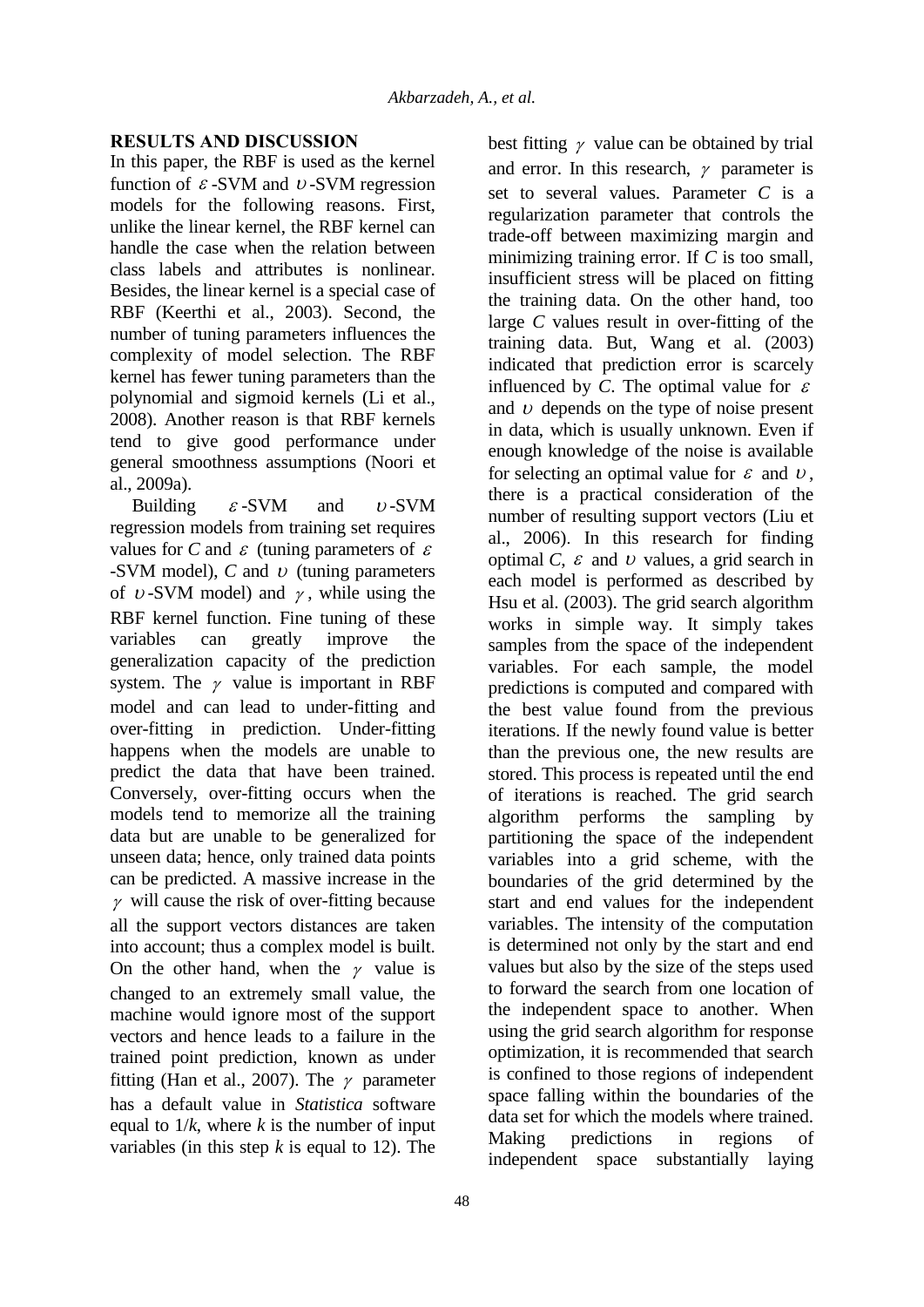## RESULTS AND DISCUSSION

In this paper, the RBF is used as the kernel function of $\varepsilon$-SVM and $\upsilon$-SVM regression models for the following reasons. First, unlike the linear kernel, the RBF kernel can handle the case when the relation between class labels and attributes is nonlinear. Besides, the linear kernel is a special case of RBF (Keerthi et al., 2003). Second, the number of tuning parameters influences the complexity of model selection. The RBF kernel has fewer tuning parameters than the polynomial and sigmoid kernels (Li et al., 2008). Another reason is that RBF kernels tend to give good performance under general smoothness assumptions (Noori et al., 2009a).

Building $\varepsilon$-SVM and $\upsilon$-SVM regression models from training set requires values for *C* and $\varepsilon$ (tuning parameters of $\varepsilon$-SVM model), *C* and $\upsilon$ (tuning parameters of $\upsilon$-SVM model) and $\gamma$, while using the RBF kernel function. Fine tuning of these variables can greatly improve the generalization capacity of the prediction system. The $\gamma$ value is important in RBF model and can lead to under-fitting and over-fitting in prediction. Under-fitting happens when the models are unable to predict the data that have been trained. Conversely, over-fitting occurs when the models tend to memorize all the training data but are unable to be generalized for unseen data; hence, only trained data points can be predicted. A massive increase in the $\gamma$ will cause the risk of over-fitting because all the support vectors distances are taken into account; thus a complex model is built. On the other hand, when the $\gamma$ value is changed to an extremely small value, the machine would ignore most of the support vectors and hence leads to a failure in the trained point prediction, known as under fitting (Han et al., 2007). The $\gamma$ parameter has a default value in *Statistica* software equal to 1/*k*, where *k* is the number of input variables (in this step *k* is equal to 12). The best fitting $\gamma$ value can be obtained by trial and error. In this research, $\gamma$ parameter is set to several values. Parameter *C* is a regularization parameter that controls the trade-off between maximizing margin and minimizing training error. If *C* is too small, insufficient stress will be placed on fitting the training data. On the other hand, too large *C* values result in over-fitting of the training data. But, Wang et al. (2003) indicated that prediction error is scarcely influenced by *C*. The optimal value for $\varepsilon$ and $\upsilon$ depends on the type of noise present in data, which is usually unknown. Even if enough knowledge of the noise is available for selecting an optimal value for $\varepsilon$ and $\upsilon$, there is a practical consideration of the number of resulting support vectors (Liu et al., 2006). In this research for finding optimal *C*, $\varepsilon$ and $\upsilon$ values, a grid search in each model is performed as described by Hsu et al. (2003). The grid search algorithm works in simple way. It simply takes samples from the space of the independent variables. For each sample, the model predictions is computed and compared with the best value found from the previous iterations. If the newly found value is better than the previous one, the new results are stored. This process is repeated until the end of iterations is reached. The grid search algorithm performs the sampling by partitioning the space of the independent variables into a grid scheme, with the boundaries of the grid determined by the start and end values for the independent variables. The intensity of the computation is determined not only by the start and end values but also by the size of the steps used to forward the search from one location of the independent space to another. When using the grid search algorithm for response optimization, it is recommended that search is confined to those regions of independent space falling within the boundaries of the data set for which the models where trained. Making predictions in regions of independent space substantially laying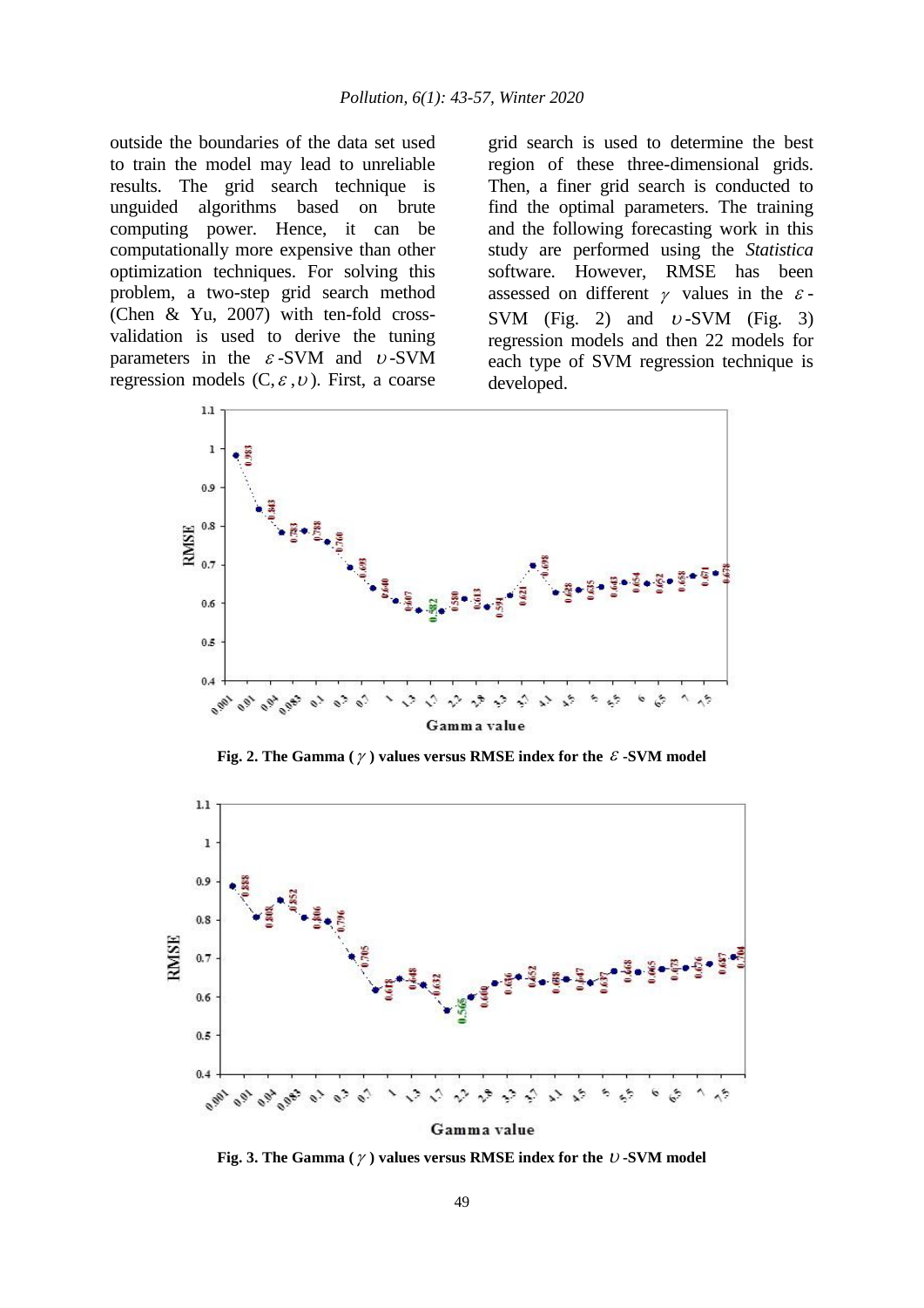outside the boundaries of the data set used to train the model may lead to unreliable results. The grid search technique is unguided algorithms based on brute computing power. Hence, it can be computationally more expensive than other optimization techniques. For solving this problem, a two-step grid search method (Chen & Yu, 2007) with ten-fold cross-validation is used to derive the tuning parameters in the $\varepsilon$-SVM and $\upsilon$-SVM regression models (C, $\varepsilon$, $\upsilon$). First, a coarse grid search is used to determine the best region of these three-dimensional grids. Then, a finer grid search is conducted to find the optimal parameters. The training and the following forecasting work in this study are performed using the *Statistica* software. However, RMSE has been assessed on different $\gamma$ values in the $\varepsilon$-SVM (Fig. 2) and $\upsilon$-SVM (Fig. 3) regression models and then 22 models for each type of SVM regression technique is developed.

**Fig. 2. The Gamma ($\gamma$) values versus RMSE index for the $\varepsilon$-SVM model**

**Fig. 3. The Gamma ($\gamma$) values versus RMSE index for the $\upsilon$-SVM model**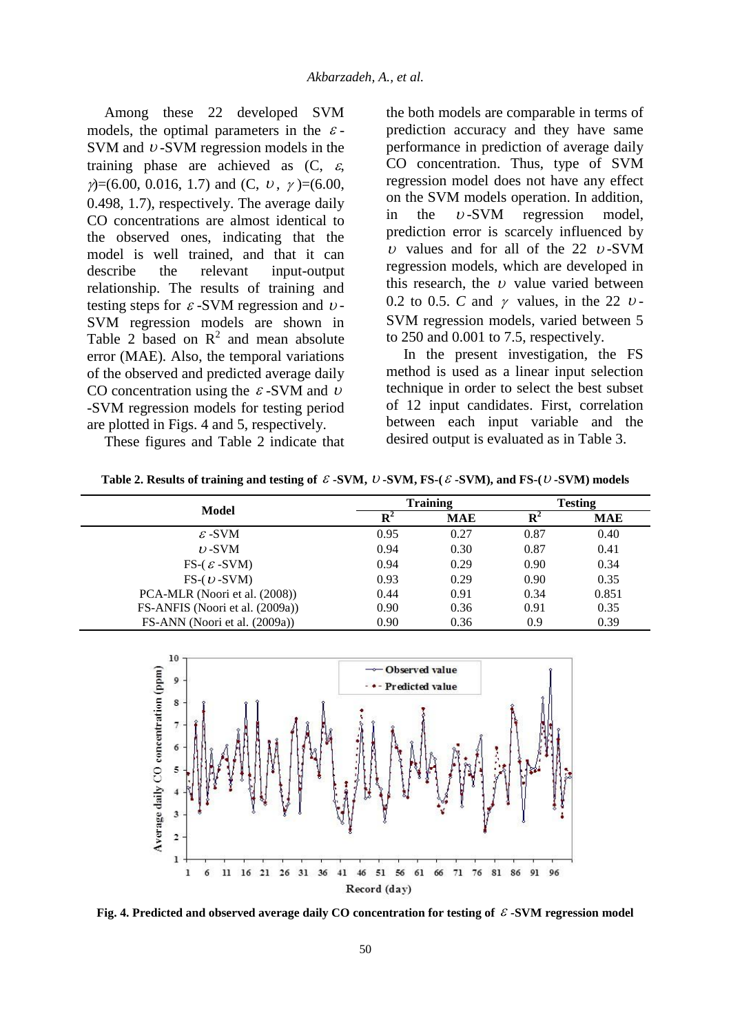Among these 22 developed SVM models, the optimal parameters in the $\varepsilon$-SVM and $\upsilon$-SVM regression models in the training phase are achieved as (C, $\varepsilon$, $\gamma$)=(6.00, 0.016, 1.7) and (C, $\upsilon$, $\gamma$)=(6.00, 0.498, 1.7), respectively. The average daily CO concentrations are almost identical to the observed ones, indicating that the model is well trained, and that it can describe the relevant input-output relationship. The results of training and testing steps for $\varepsilon$-SVM regression and $\upsilon$-SVM regression models are shown in Table 2 based on $R^2$ and mean absolute error (MAE). Also, the temporal variations of the observed and predicted average daily CO concentration using the $\varepsilon$-SVM and $\upsilon$-SVM regression models for testing period are plotted in Figs. 4 and 5, respectively.

These figures and Table 2 indicate that the both models are comparable in terms of prediction accuracy and they have same performance in prediction of average daily CO concentration. Thus, type of SVM regression model does not have any effect on the SVM models operation. In addition, in the $\upsilon$-SVM regression model, prediction error is scarcely influenced by $\upsilon$ values and for all of the 22 $\upsilon$-SVM regression models, which are developed in this research, the $\upsilon$ value varied between 0.2 to 0.5. $C$ and $\gamma$ values, in the 22 $\upsilon$-SVM regression models, varied between 5 to 250 and 0.001 to 7.5, respectively.

In the present investigation, the FS method is used as a linear input selection technique in order to select the best subset of 12 input candidates. First, correlation between each input variable and the desired output is evaluated as in Table 3.

**Table 2. Results of training and testing of $\varepsilon$-SVM, $\upsilon$-SVM, FS-($\varepsilon$-SVM), and FS-($\upsilon$-SVM) models**

| Model | Training | | Testing | |
|---|---|---|---|---|
| | $R^2$ | MAE | $R^2$ | MAE |
| $\varepsilon$-SVM | 0.95 | 0.27 | 0.87 | 0.40 |
| $\upsilon$-SVM | 0.94 | 0.30 | 0.87 | 0.41 |
| FS-($\varepsilon$-SVM) | 0.94 | 0.29 | 0.90 | 0.34 |
| FS-($\upsilon$-SVM) | 0.93 | 0.29 | 0.90 | 0.35 |
| PCA-MLR (Noori et al. (2008)) | 0.44 | 0.91 | 0.34 | 0.851 |
| FS-ANFIS (Noori et al. (2009a)) | 0.90 | 0.36 | 0.91 | 0.35 |
| FS-ANN (Noori et al. (2009a)) | 0.90 | 0.36 | 0.9 | 0.39 |

Average daily CO concentration (ppm)
10
9
8
7
6
5
4
3
2
1
Observed value
Predicted value
1 6 11 16 21 26 31 36 41 46 51 56 61 66 71 76 81 86 91 96
Record (day)

**Fig. 4. Predicted and observed average daily CO concentration for testing of $\varepsilon$-SVM regression model**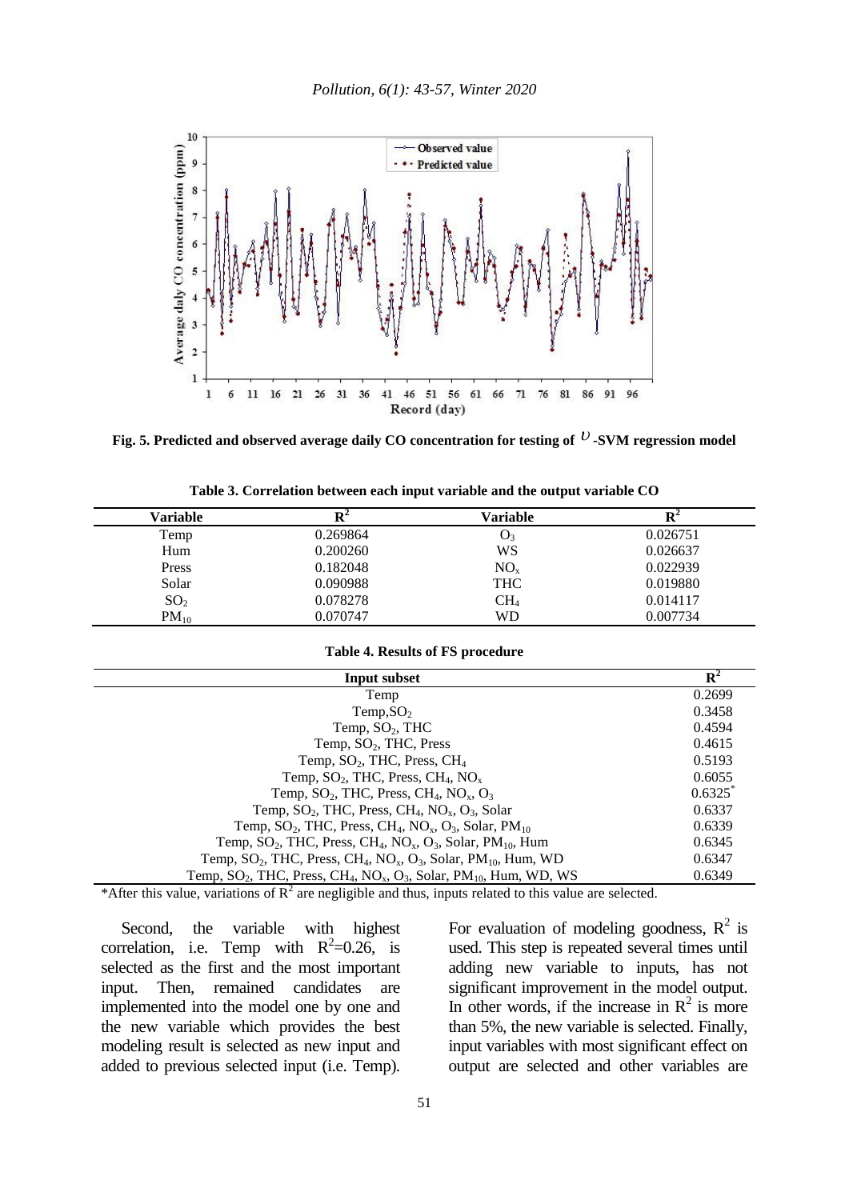Average daly CO concentration (ppm)

10
9
8
7
6
5
4
3
2
1

Observed value
Predicted value

1 6 11 16 21 26 31 36 41 46 51 56 61 66 71 76 81 86 91 96

Record (day)

**Fig. 5. Predicted and observed average daily CO concentration for testing of $\upsilon$-SVM regression model**

**Table 3. Correlation between each input variable and the output variable CO**

| Variable | $R^2$ | Variable | $R^2$ |
|---|---|---|---|
| Temp | 0.269864 | $O_3$ | 0.026751 |
| Hum | 0.200260 | WS | 0.026637 |
| Press | 0.182048 | $NO_x$ | 0.022939 |
| Solar | 0.090988 | THC | 0.019880 |
| $SO_2$ | 0.078278 | $CH_4$ | 0.014117 |
| $PM_{10}$ | 0.070747 | WD | 0.007734 |

**Table 4. Results of FS procedure**

| Input subset | $R^2$ |
|---|---|
| Temp | 0.2699 |
| Temp,$SO_2$ | 0.3458 |
| Temp, $SO_2$, THC | 0.4594 |
| Temp, $SO_2$, THC, Press | 0.4615 |
| Temp, $SO_2$, THC, Press, $CH_4$ | 0.5193 |
| Temp, $SO_2$, THC, Press, $CH_4$, $NO_x$ | 0.6055 |
| Temp, $SO_2$, THC, Press, $CH_4$, $NO_x$, $O_3$ | 0.6325* |
| Temp, $SO_2$, THC, Press, $CH_4$, $NO_x$, $O_3$, Solar | 0.6337 |
| Temp, $SO_2$, THC, Press, $CH_4$, $NO_x$, $O_3$, Solar, $PM_{10}$ | 0.6339 |
| Temp, $SO_2$, THC, Press, $CH_4$, $NO_x$, $O_3$, Solar, $PM_{10}$, Hum | 0.6345 |
| Temp, $SO_2$, THC, Press, $CH_4$, $NO_x$, $O_3$, Solar, $PM_{10}$, Hum, WD | 0.6347 |
| Temp, $SO_2$, THC, Press, $CH_4$, $NO_x$, $O_3$, Solar, $PM_{10}$, Hum, WD, WS | 0.6349 |

*After this value, variations of $R^2$ are negligible and thus, inputs related to this value are selected.

Second, the variable with highest correlation, i.e. Temp with $R^2$=0.26, is selected as the first and the most important input. Then, remained candidates are implemented into the model one by one and the new variable which provides the best modeling result is selected as new input and added to previous selected input (i.e. Temp). For evaluation of modeling goodness, $R^2$ is used. This step is repeated several times until adding new variable to inputs, has not significant improvement in the model output. In other words, if the increase in $R^2$ is more than 5%, the new variable is selected. Finally, input variables with most significant effect on output are selected and other variables are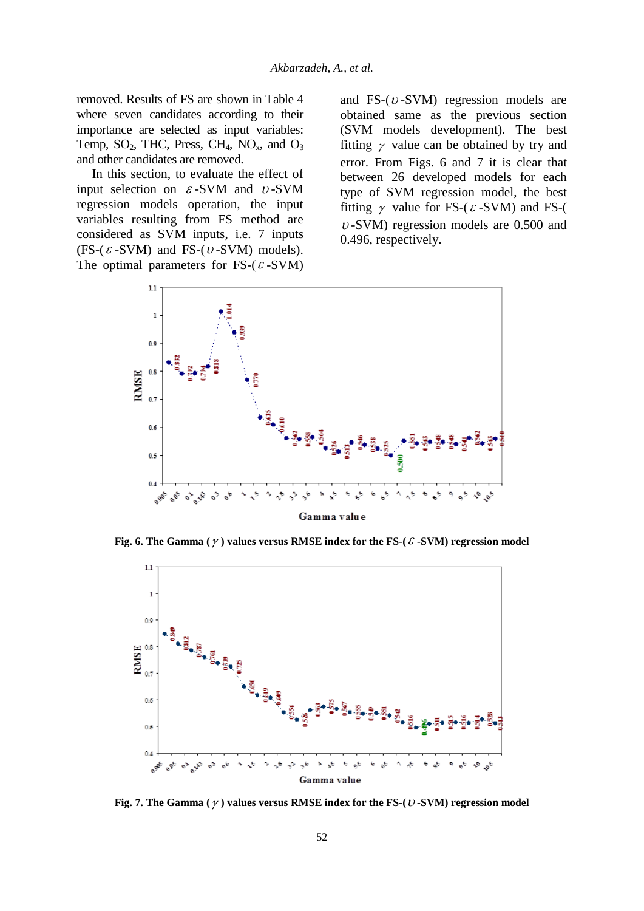removed. Results of FS are shown in Table 4 where seven candidates according to their importance are selected as input variables: Temp, $SO_2$, THC, Press, $CH_4$, $NO_x$, and $O_3$ and other candidates are removed.

In this section, to evaluate the effect of input selection on $\varepsilon$-SVM and $\upsilon$-SVM regression models operation, the input variables resulting from FS method are considered as SVM inputs, i.e. 7 inputs (FS-($\varepsilon$-SVM) and FS-($\upsilon$-SVM) models). The optimal parameters for FS-($\varepsilon$-SVM) and FS-($\upsilon$-SVM) regression models are obtained same as the previous section (SVM models development). The best fitting $\gamma$ value can be obtained by try and error. From Figs. 6 and 7 it is clear that between 26 developed models for each type of SVM regression model, the best fitting $\gamma$ value for FS-($\varepsilon$-SVM) and FS-($\upsilon$-SVM) regression models are 0.500 and 0.496, respectively.

**Fig. 6. The Gamma ($\gamma$) values versus RMSE index for the FS-($\varepsilon$-SVM) regression model**

**Fig. 7. The Gamma ($\gamma$) values versus RMSE index for the FS-($\upsilon$-SVM) regression model**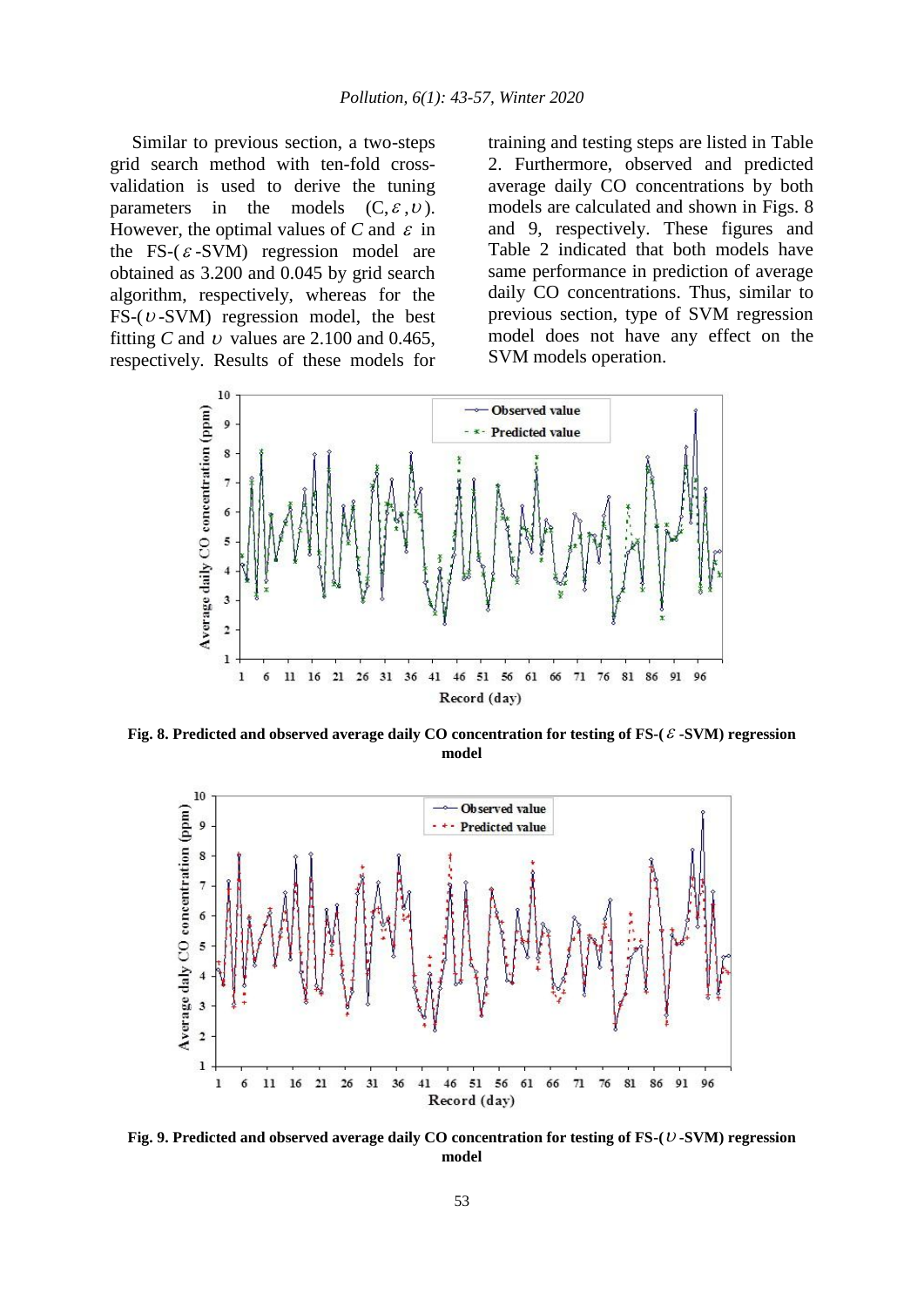Similar to previous section, a two-steps grid search method with ten-fold cross-validation is used to derive the tuning parameters in the models $(C, \varepsilon, \upsilon)$. However, the optimal values of $C$ and $\varepsilon$ in the FS-($\varepsilon$-SVM) regression model are obtained as 3.200 and 0.045 by grid search algorithm, respectively, whereas for the FS-($\upsilon$-SVM) regression model, the best fitting $C$ and $\upsilon$ values are 2.100 and 0.465, respectively. Results of these models for training and testing steps are listed in Table 2. Furthermore, observed and predicted average daily CO concentrations by both models are calculated and shown in Figs. 8 and 9, respectively. These figures and Table 2 indicated that both models have same performance in prediction of average daily CO concentrations. Thus, similar to previous section, type of SVM regression model does not have any effect on the SVM models operation.

Average daily CO concentration (ppm)
10
9
8
7
6
5
4
3
2
1
1 6 11 16 21 26 31 36 41 46 51 56 61 66 71 76 81 86 91 96
Record (day)
Observed value
Predicted value

**Fig. 8. Predicted and observed average daily CO concentration for testing of FS-($\varepsilon$-SVM) regression model**

Average daly CO concentration (ppm)
10
9
8
7
6
5
4
3
2
1
1 6 11 16 21 26 31 36 41 46 51 56 61 66 71 76 81 86 91 96
Record (day)
Observed value
Predicted value

**Fig. 9. Predicted and observed average daily CO concentration for testing of FS-($\upsilon$-SVM) regression model**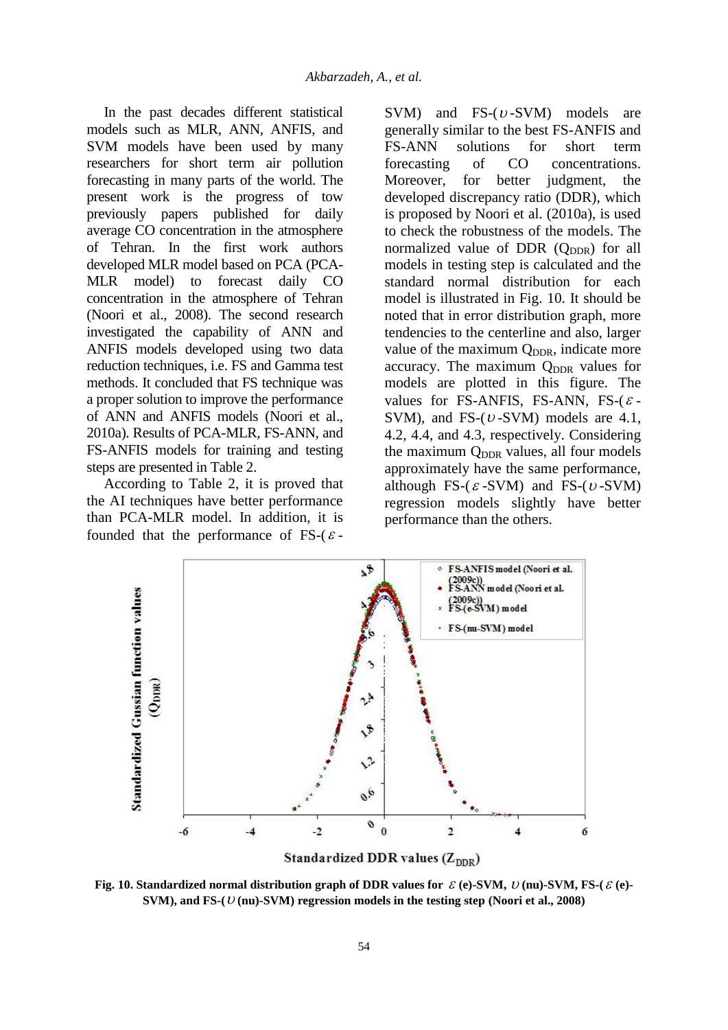In the past decades different statistical models such as MLR, ANN, ANFIS, and SVM models have been used by many researchers for short term air pollution forecasting in many parts of the world. The present work is the progress of tow previously papers published for daily average CO concentration in the atmosphere of Tehran. In the first work authors developed MLR model based on PCA (PCA-MLR model) to forecast daily CO concentration in the atmosphere of Tehran (Noori et al., 2008). The second research investigated the capability of ANN and ANFIS models developed using two data reduction techniques, i.e. FS and Gamma test methods. It concluded that FS technique was a proper solution to improve the performance of ANN and ANFIS models (Noori et al., 2010a). Results of PCA-MLR, FS-ANN, and FS-ANFIS models for training and testing steps are presented in Table 2.

According to Table 2, it is proved that the AI techniques have better performance than PCA-MLR model. In addition, it is founded that the performance of FS-($\varepsilon$-SVM) and FS-($\upsilon$-SVM) models are generally similar to the best FS-ANFIS and FS-ANN solutions for short term forecasting of CO concentrations. Moreover, for better judgment, the developed discrepancy ratio (DDR), which is proposed by Noori et al. (2010a), is used to check the robustness of the models. The normalized value of DDR ($Q_{DDR}$) for all models in testing step is calculated and the standard normal distribution for each model is illustrated in Fig. 10. It should be noted that in error distribution graph, more tendencies to the centerline and also, larger value of the maximum $Q_{DDR}$, indicate more accuracy. The maximum $Q_{DDR}$ values for models are plotted in this figure. The values for FS-ANFIS, FS-ANN, FS-($\varepsilon$-SVM), and FS-($\upsilon$-SVM) models are 4.1, 4.2, 4.4, and 4.3, respectively. Considering the maximum $Q_{DDR}$ values, all four models approximately have the same performance, although FS-($\varepsilon$-SVM) and FS-($\upsilon$-SVM) regression models slightly have better performance than the others.

**Fig. 10. Standardized normal distribution graph of DDR values for $\varepsilon$ (e)-SVM, $\upsilon$ (nu)-SVM, FS-($\varepsilon$ (e)-SVM), and FS-($\upsilon$ (nu)-SVM) regression models in the testing step (Noori et al., 2008)**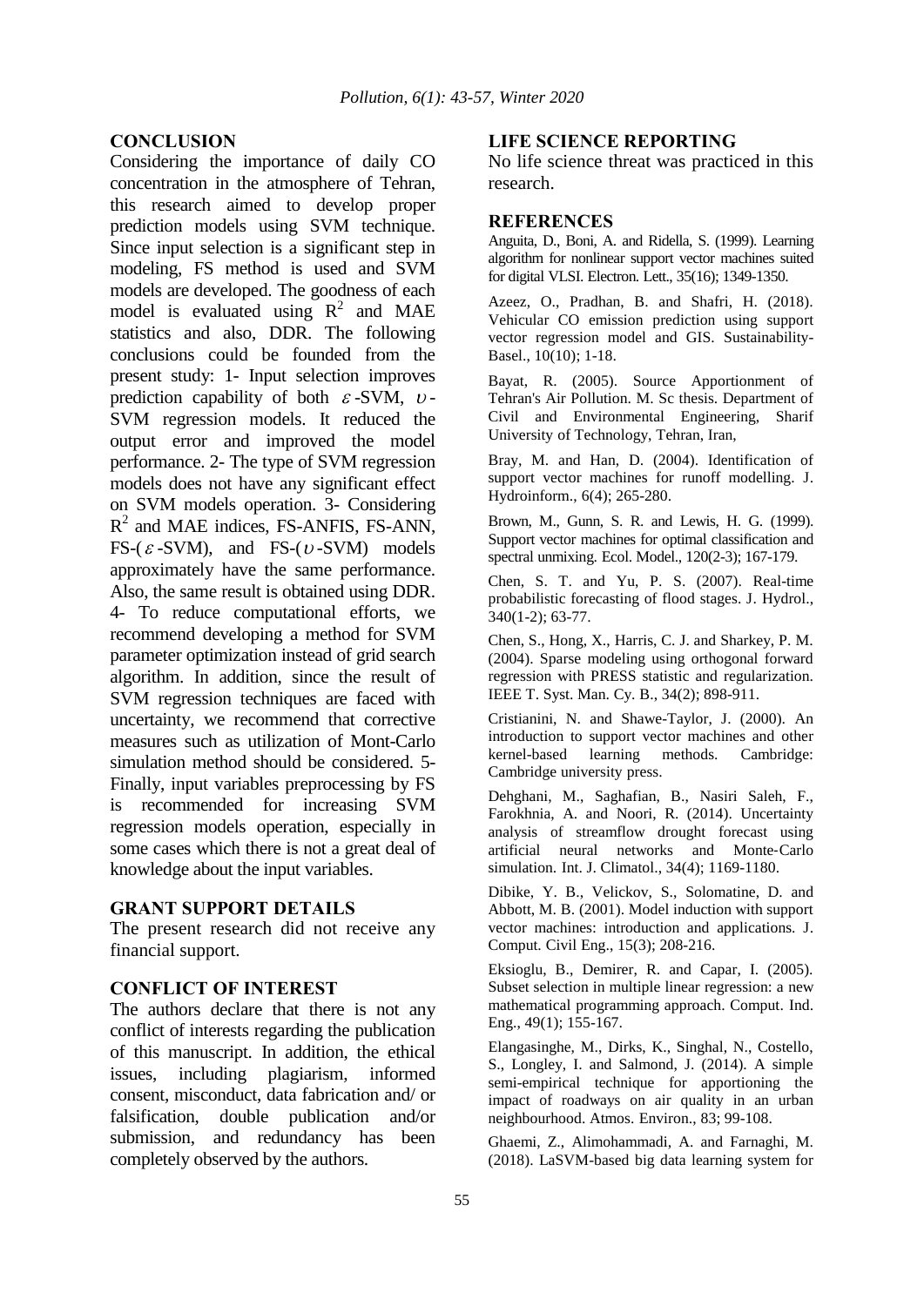## CONCLUSION

Considering the importance of daily CO concentration in the atmosphere of Tehran, this research aimed to develop proper prediction models using SVM technique. Since input selection is a significant step in modeling, FS method is used and SVM models are developed. The goodness of each model is evaluated using $R^2$ and MAE statistics and also, DDR. The following conclusions could be founded from the present study: 1- Input selection improves prediction capability of both $\varepsilon$-SVM, $\upsilon$-SVM regression models. It reduced the output error and improved the model performance. 2- The type of SVM regression models does not have any significant effect on SVM models operation. 3- Considering $R^2$ and MAE indices, FS-ANFIS, FS-ANN, FS-($\varepsilon$-SVM), and FS-($\upsilon$-SVM) models approximately have the same performance. Also, the same result is obtained using DDR. 4- To reduce computational efforts, we recommend developing a method for SVM parameter optimization instead of grid search algorithm. In addition, since the result of SVM regression techniques are faced with uncertainty, we recommend that corrective measures such as utilization of Mont-Carlo simulation method should be considered. 5- Finally, input variables preprocessing by FS is recommended for increasing SVM regression models operation, especially in some cases which there is not a great deal of knowledge about the input variables.

## GRANT SUPPORT DETAILS

The present research did not receive any financial support.

## CONFLICT OF INTEREST

The authors declare that there is not any conflict of interests regarding the publication of this manuscript. In addition, the ethical issues, including plagiarism, informed consent, misconduct, data fabrication and/ or falsification, double publication and/or submission, and redundancy has been completely observed by the authors.

## LIFE SCIENCE REPORTING

No life science threat was practiced in this research.

## REFERENCES

Anguita, D., Boni, A. and Ridella, S. (1999). Learning algorithm for nonlinear support vector machines suited for digital VLSI. Electron. Lett., 35(16); 1349-1350.

Azeez, O., Pradhan, B. and Shafri, H. (2018). Vehicular CO emission prediction using support vector regression model and GIS. Sustainability-Basel., 10(10); 1-18.

Bayat, R. (2005). Source Apportionment of Tehran's Air Pollution. M. Sc thesis. Department of Civil and Environmental Engineering, Sharif University of Technology, Tehran, Iran,

Bray, M. and Han, D. (2004). Identification of support vector machines for runoff modelling. J. Hydroinform., 6(4); 265-280.

Brown, M., Gunn, S. R. and Lewis, H. G. (1999). Support vector machines for optimal classification and spectral unmixing. Ecol. Model., 120(2-3); 167-179.

Chen, S. T. and Yu, P. S. (2007). Real-time probabilistic forecasting of flood stages. J. Hydrol., 340(1-2); 63-77.

Chen, S., Hong, X., Harris, C. J. and Sharkey, P. M. (2004). Sparse modeling using orthogonal forward regression with PRESS statistic and regularization. IEEE T. Syst. Man. Cy. B., 34(2); 898-911.

Cristianini, N. and Shawe-Taylor, J. (2000). An introduction to support vector machines and other kernel-based learning methods. Cambridge: Cambridge university press.

Dehghani, M., Saghafian, B., Nasiri Saleh, F., Farokhnia, A. and Noori, R. (2014). Uncertainty analysis of streamflow drought forecast using artificial neural networks and Monte‐Carlo simulation. Int. J. Climatol., 34(4); 1169-1180.

Dibike, Y. B., Velickov, S., Solomatine, D. and Abbott, M. B. (2001). Model induction with support vector machines: introduction and applications. J. Comput. Civil Eng., 15(3); 208-216.

Eksioglu, B., Demirer, R. and Capar, I. (2005). Subset selection in multiple linear regression: a new mathematical programming approach. Comput. Ind. Eng., 49(1); 155-167.

Elangasinghe, M., Dirks, K., Singhal, N., Costello, S., Longley, I. and Salmond, J. (2014). A simple semi-empirical technique for apportioning the impact of roadways on air quality in an urban neighbourhood. Atmos. Environ., 83; 99-108.

Ghaemi, Z., Alimohammadi, A. and Farnaghi, M. (2018). LaSVM-based big data learning system for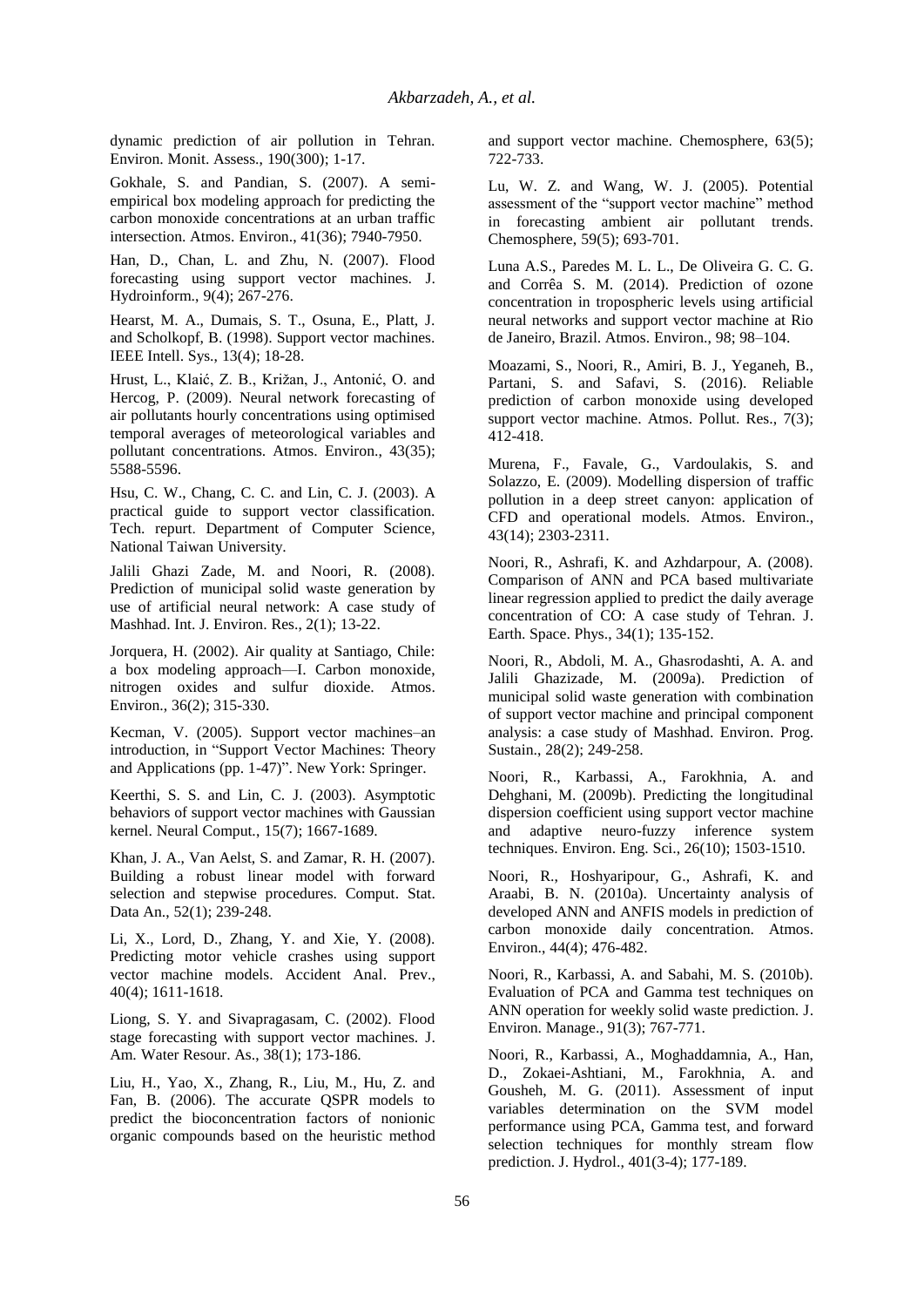dynamic prediction of air pollution in Tehran. Environ. Monit. Assess., 190(300); 1-17.

Gokhale, S. and Pandian, S. (2007). A semi-empirical box modeling approach for predicting the carbon monoxide concentrations at an urban traffic intersection. Atmos. Environ., 41(36); 7940-7950.

Han, D., Chan, L. and Zhu, N. (2007). Flood forecasting using support vector machines. J. Hydroinform., 9(4); 267-276.

Hearst, M. A., Dumais, S. T., Osuna, E., Platt, J. and Scholkopf, B. (1998). Support vector machines. IEEE Intell. Sys., 13(4); 18-28.

Hrust, L., Klaić, Z. B., Križan, J., Antonić, O. and Hercog, P. (2009). Neural network forecasting of air pollutants hourly concentrations using optimised temporal averages of meteorological variables and pollutant concentrations. Atmos. Environ., 43(35); 5588-5596.

Hsu, C. W., Chang, C. C. and Lin, C. J. (2003). A practical guide to support vector classification. Tech. repurt. Department of Computer Science, National Taiwan University.

Jalili Ghazi Zade, M. and Noori, R. (2008). Prediction of municipal solid waste generation by use of artificial neural network: A case study of Mashhad. Int. J. Environ. Res., 2(1); 13-22.

Jorquera, H. (2002). Air quality at Santiago, Chile: a box modeling approach—I. Carbon monoxide, nitrogen oxides and sulfur dioxide. Atmos. Environ., 36(2); 315-330.

Kecman, V. (2005). Support vector machines–an introduction, in "Support Vector Machines: Theory and Applications (pp. 1-47)". New York: Springer.

Keerthi, S. S. and Lin, C. J. (2003). Asymptotic behaviors of support vector machines with Gaussian kernel. Neural Comput., 15(7); 1667-1689.

Khan, J. A., Van Aelst, S. and Zamar, R. H. (2007). Building a robust linear model with forward selection and stepwise procedures. Comput. Stat. Data An., 52(1); 239-248.

Li, X., Lord, D., Zhang, Y. and Xie, Y. (2008). Predicting motor vehicle crashes using support vector machine models. Accident Anal. Prev., 40(4); 1611-1618.

Liong, S. Y. and Sivapragasam, C. (2002). Flood stage forecasting with support vector machines. J. Am. Water Resour. As., 38(1); 173-186.

Liu, H., Yao, X., Zhang, R., Liu, M., Hu, Z. and Fan, B. (2006). The accurate QSPR models to predict the bioconcentration factors of nonionic organic compounds based on the heuristic method and support vector machine. Chemosphere, 63(5); 722-733.

Lu, W. Z. and Wang, W. J. (2005). Potential assessment of the "support vector machine" method in forecasting ambient air pollutant trends. Chemosphere, 59(5); 693-701.

Luna A.S., Paredes M. L. L., De Oliveira G. C. G. and Corrêa S. M. (2014). Prediction of ozone concentration in tropospheric levels using artificial neural networks and support vector machine at Rio de Janeiro, Brazil. Atmos. Environ., 98; 98–104.

Moazami, S., Noori, R., Amiri, B. J., Yeganeh, B., Partani, S. and Safavi, S. (2016). Reliable prediction of carbon monoxide using developed support vector machine. Atmos. Pollut. Res., 7(3); 412-418.

Murena, F., Favale, G., Vardoulakis, S. and Solazzo, E. (2009). Modelling dispersion of traffic pollution in a deep street canyon: application of CFD and operational models. Atmos. Environ., 43(14); 2303-2311.

Noori, R., Ashrafi, K. and Azhdarpour, A. (2008). Comparison of ANN and PCA based multivariate linear regression applied to predict the daily average concentration of CO: A case study of Tehran. J. Earth. Space. Phys., 34(1); 135-152.

Noori, R., Abdoli, M. A., Ghasrodashti, A. A. and Jalili Ghazizade, M. (2009a). Prediction of municipal solid waste generation with combination of support vector machine and principal component analysis: a case study of Mashhad. Environ. Prog. Sustain., 28(2); 249-258.

Noori, R., Karbassi, A., Farokhnia, A. and Dehghani, M. (2009b). Predicting the longitudinal dispersion coefficient using support vector machine and adaptive neuro-fuzzy inference system techniques. Environ. Eng. Sci., 26(10); 1503-1510.

Noori, R., Hoshyaripour, G., Ashrafi, K. and Araabi, B. N. (2010a). Uncertainty analysis of developed ANN and ANFIS models in prediction of carbon monoxide daily concentration. Atmos. Environ., 44(4); 476-482.

Noori, R., Karbassi, A. and Sabahi, M. S. (2010b). Evaluation of PCA and Gamma test techniques on ANN operation for weekly solid waste prediction. J. Environ. Manage., 91(3); 767-771.

Noori, R., Karbassi, A., Moghaddamnia, A., Han, D., Zokaei-Ashtiani, M., Farokhnia, A. and Gousheh, M. G. (2011). Assessment of input variables determination on the SVM model performance using PCA, Gamma test, and forward selection techniques for monthly stream flow prediction. J. Hydrol., 401(3-4); 177-189.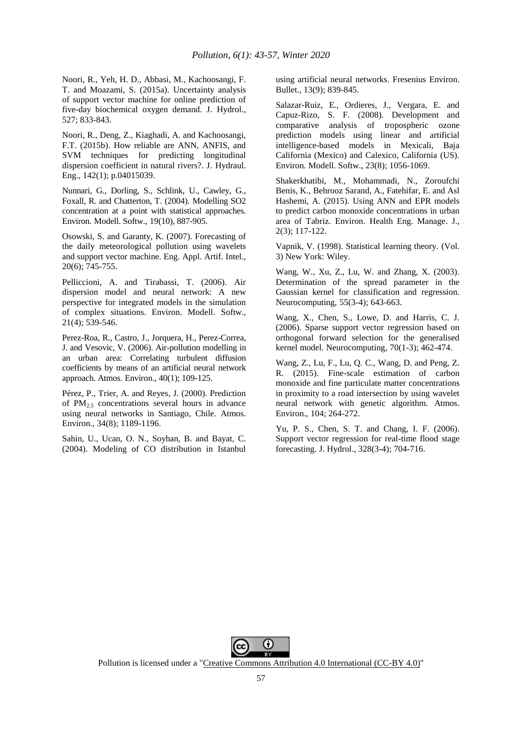Noori, R., Yeh, H. D., Abbasi, M., Kachoosangi, F. T. and Moazami, S. (2015a). Uncertainty analysis of support vector machine for online prediction of five-day biochemical oxygen demand. J. Hydrol., 527; 833-843.

Noori, R., Deng, Z., Kiaghadi, A. and Kachoosangi, F.T. (2015b). How reliable are ANN, ANFIS, and SVM techniques for predicting longitudinal dispersion coefficient in natural rivers?. J. Hydraul. Eng., 142(1); p.04015039.

Nunnari, G., Dorling, S., Schlink, U., Cawley, G., Foxall, R. and Chatterton, T. (2004). Modelling SO2 concentration at a point with statistical approaches. Environ. Modell. Softw., 19(10), 887-905.

Osowski, S. and Garanty, K. (2007). Forecasting of the daily meteorological pollution using wavelets and support vector machine. Eng. Appl. Artif. Intel., 20(6); 745-755.

Pelliccioni, A. and Tirabassi, T. (2006). Air dispersion model and neural network: A new perspective for integrated models in the simulation of complex situations. Environ. Modell. Softw., 21(4); 539-546.

Perez-Roa, R., Castro, J., Jorquera, H., Perez-Correa, J. and Vesovic, V. (2006). Air-pollution modelling in an urban area: Correlating turbulent diffusion coefficients by means of an artificial neural network approach. Atmos. Environ., 40(1); 109-125.

Pérez, P., Trier, A. and Reyes, J. (2000). Prediction of $PM_{2.5}$ concentrations several hours in advance using neural networks in Santiago, Chile. Atmos. Environ., 34(8); 1189-1196.

Sahin, U., Ucan, O. N., Soyhan, B. and Bayat, C. (2004). Modeling of CO distribution in Istanbul using artificial neural networks. Fresenius Environ. Bullet., 13(9); 839-845.

Salazar-Ruiz, E., Ordieres, J., Vergara, E. and Capuz-Rizo, S. F. (2008). Development and comparative analysis of tropospheric ozone prediction models using linear and artificial intelligence-based models in Mexicali, Baja California (Mexico) and Calexico, California (US). Environ. Modell. Softw., 23(8); 1056-1069.

Shakerkhatibi, M., Mohammadi, N., Zoroufchi Benis, K., Behrooz Sarand, A., Fatehifar, E. and Asl Hashemi, A. (2015). Using ANN and EPR models to predict carbon monoxide concentrations in urban area of Tabriz. Environ. Health Eng. Manage. J., 2(3); 117-122.

Vapnik, V. (1998). Statistical learning theory. (Vol. 3) New York: Wiley.

Wang, W., Xu, Z., Lu, W. and Zhang, X. (2003). Determination of the spread parameter in the Gaussian kernel for classification and regression. Neurocomputing, 55(3-4); 643-663.

Wang, X., Chen, S., Lowe, D. and Harris, C. J. (2006). Sparse support vector regression based on orthogonal forward selection for the generalised kernel model. Neurocomputing, 70(1-3); 462-474.

Wang, Z., Lu, F., Lu, Q. C., Wang, D. and Peng, Z. R. (2015). Fine-scale estimation of carbon monoxide and fine particulate matter concentrations in proximity to a road intersection by using wavelet neural network with genetic algorithm. Atmos. Environ., 104; 264-272.

Yu, P. S., Chen, S. T. and Chang, I. F. (2006). Support vector regression for real-time flood stage forecasting. J. Hydrol., 328(3-4); 704-716.

Pollution is licensed under a "Creative Commons Attribution 4.0 International (CC-BY 4.0)"